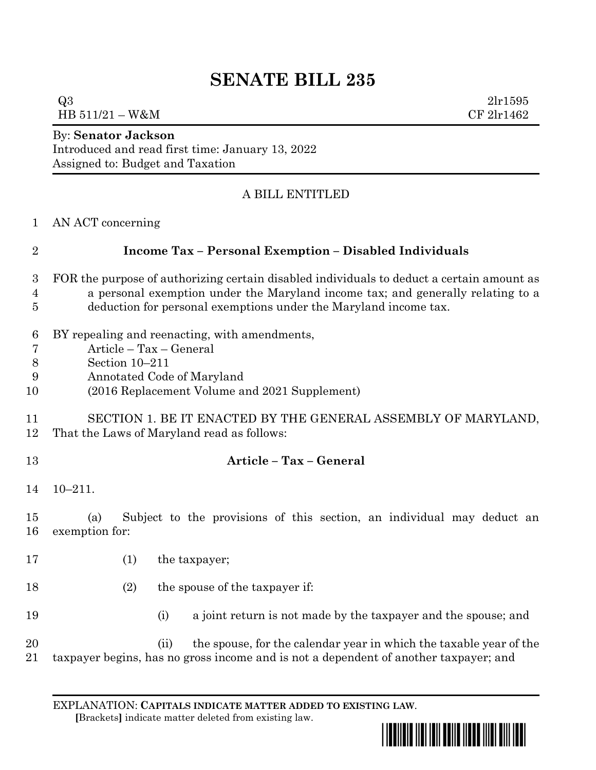# SENATE BILL 235

Q3 2lr1595
HB 511/21 – W&M CF 2lr1462

By: **Senator Jackson**
Introduced and read first time: January 13, 2022
Assigned to: Budget and Taxation

A BILL ENTITLED

1 AN ACT concerning

2 **Income Tax – Personal Exemption – Disabled Individuals**

3 FOR the purpose of authorizing certain disabled individuals to deduct a certain amount as
4 a personal exemption under the Maryland income tax; and generally relating to a
5 deduction for personal exemptions under the Maryland income tax.

6 BY repealing and reenacting, with amendments,
7 Article – Tax – General
8 Section 10–211
9 Annotated Code of Maryland
10 (2016 Replacement Volume and 2021 Supplement)

11 SECTION 1. BE IT ENACTED BY THE GENERAL ASSEMBLY OF MARYLAND,
12 That the Laws of Maryland read as follows:

13 **Article – Tax – General**

14 10–211.

15 (a) Subject to the provisions of this section, an individual may deduct an
16 exemption for:

17 (1) the taxpayer;

18 (2) the spouse of the taxpayer if:

19 (i) a joint return is not made by the taxpayer and the spouse; and

20 (ii) the spouse, for the calendar year in which the taxable year of the
21 taxpayer begins, has no gross income and is not a dependent of another taxpayer; and

EXPLANATION: **CAPITALS INDICATE MATTER ADDED TO EXISTING LAW**.
**[**Brackets**]** indicate matter deleted from existing law.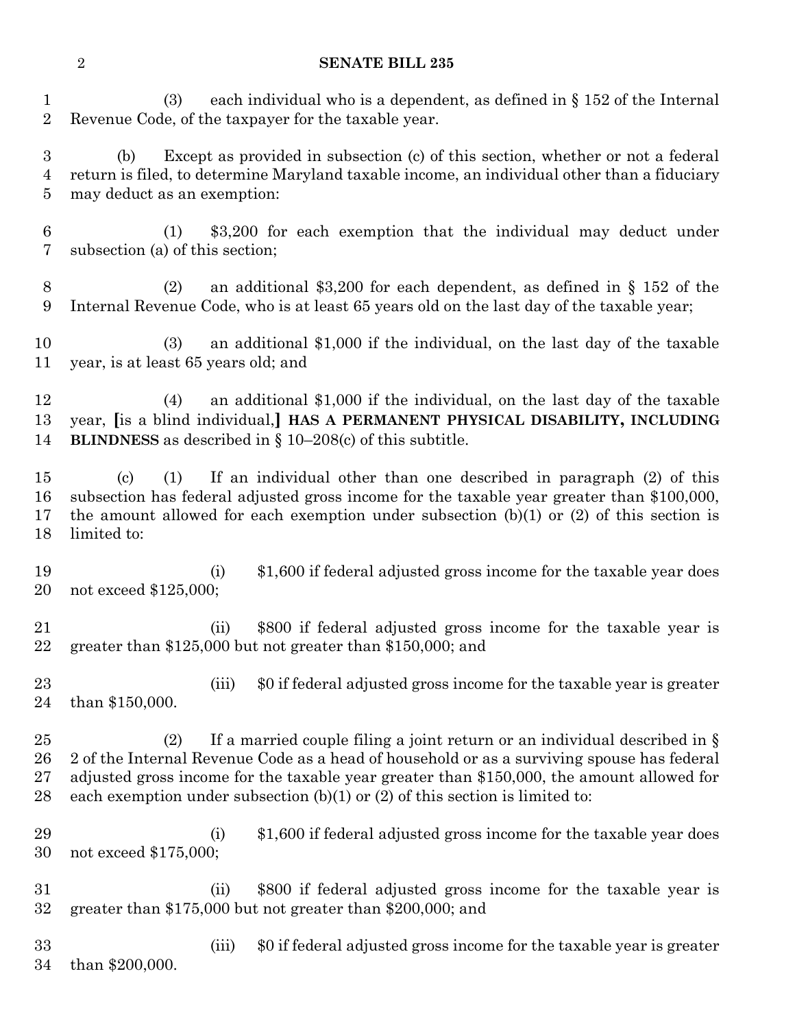(3) each individual who is a dependent, as defined in § 152 of the Internal Revenue Code, of the taxpayer for the taxable year.

(b) Except as provided in subsection (c) of this section, whether or not a federal return is filed, to determine Maryland taxable income, an individual other than a fiduciary may deduct as an exemption:

(1) $3,200 for each exemption that the individual may deduct under subsection (a) of this section;

(2) an additional $3,200 for each dependent, as defined in § 152 of the Internal Revenue Code, who is at least 65 years old on the last day of the taxable year;

(3) an additional $1,000 if the individual, on the last day of the taxable year, is at least 65 years old; and

(4) an additional $1,000 if the individual, on the last day of the taxable year, [is a blind individual,] **HAS A PERMANENT PHYSICAL DISABILITY, INCLUDING BLINDNESS** as described in § 10–208(c) of this subtitle.

(c) (1) If an individual other than one described in paragraph (2) of this subsection has federal adjusted gross income for the taxable year greater than $100,000, the amount allowed for each exemption under subsection (b)(1) or (2) of this section is limited to:

(i) $1,600 if federal adjusted gross income for the taxable year does not exceed $125,000;

(ii) $800 if federal adjusted gross income for the taxable year is greater than $125,000 but not greater than $150,000; and

(iii) $0 if federal adjusted gross income for the taxable year is greater than $150,000.

(2) If a married couple filing a joint return or an individual described in § 2 of the Internal Revenue Code as a head of household or as a surviving spouse has federal adjusted gross income for the taxable year greater than $150,000, the amount allowed for each exemption under subsection (b)(1) or (2) of this section is limited to:

(i) $1,600 if federal adjusted gross income for the taxable year does not exceed $175,000;

(ii) $800 if federal adjusted gross income for the taxable year is greater than $175,000 but not greater than $200,000; and

(iii) $0 if federal adjusted gross income for the taxable year is greater than $200,000.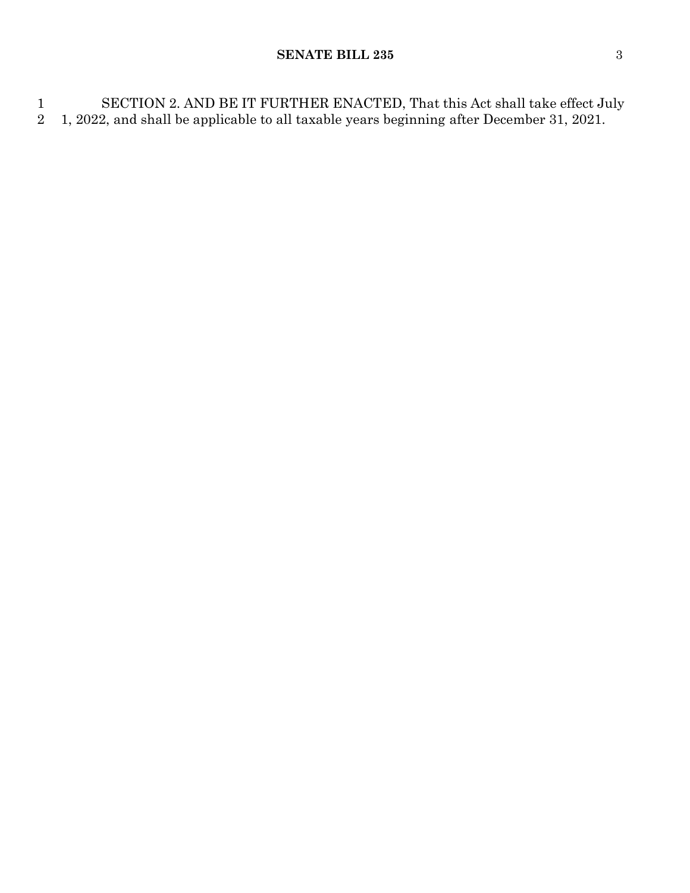SECTION 2. AND BE IT FURTHER ENACTED, That this Act shall take effect July 1, 2022, and shall be applicable to all taxable years beginning after December 31, 2021.